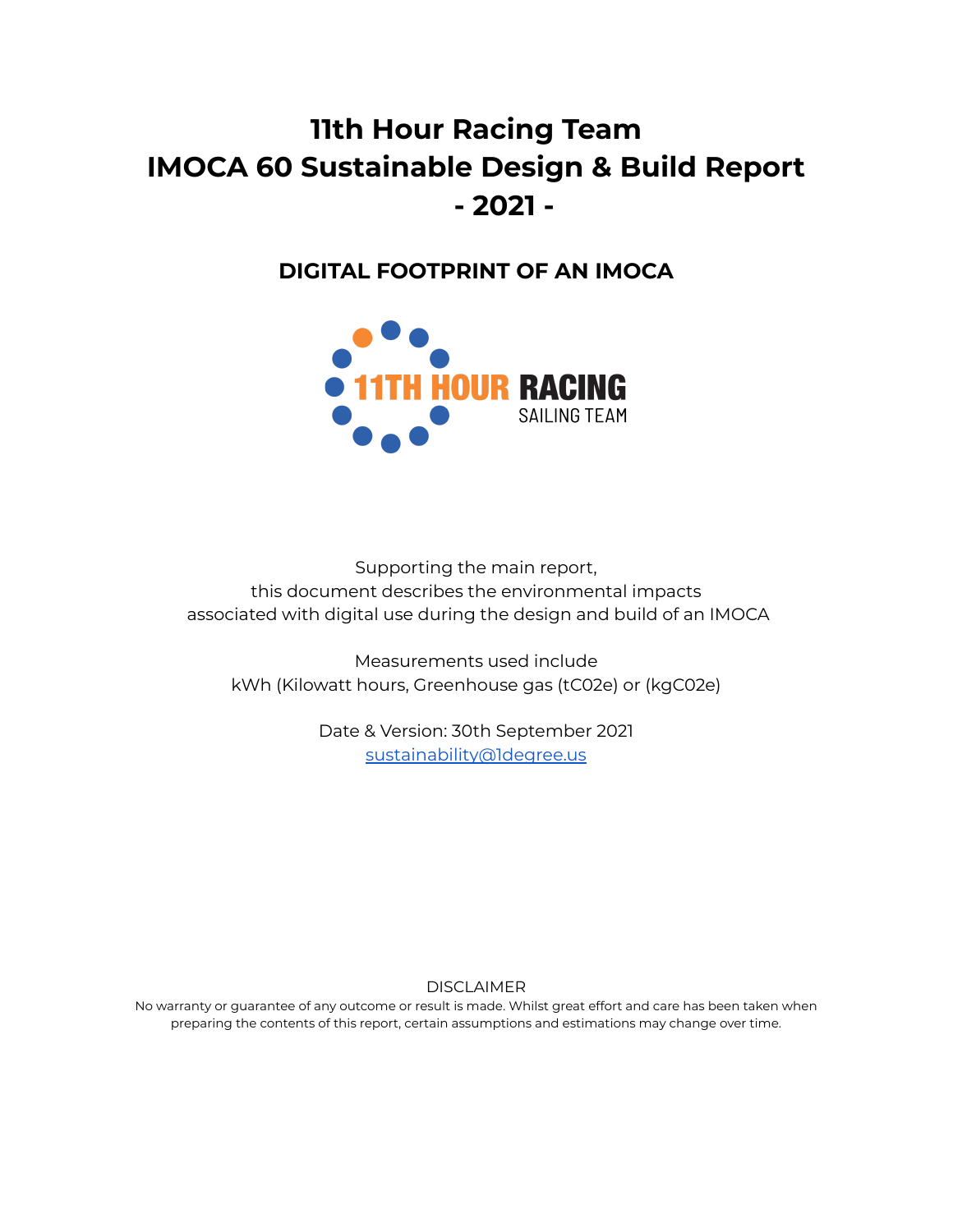# 11th Hour Racing Team
# IMOCA 60 Sustainable Design & Build Report
# - 2021 -

## DIGITAL FOOTPRINT OF AN IMOCA

11TH HOUR RACING
SAILING TEAM

Supporting the main report,
this document describes the environmental impacts
associated with digital use during the design and build of an IMOCA

Measurements used include
kWh (Kilowatt hours, Greenhouse gas (tC02e) or (kgC02e)

Date & Version: 30th September 2021
sustainability@1degree.us

DISCLAIMER
No warranty or guarantee of any outcome or result is made. Whilst great effort and care has been taken when preparing the contents of this report, certain assumptions and estimations may change over time.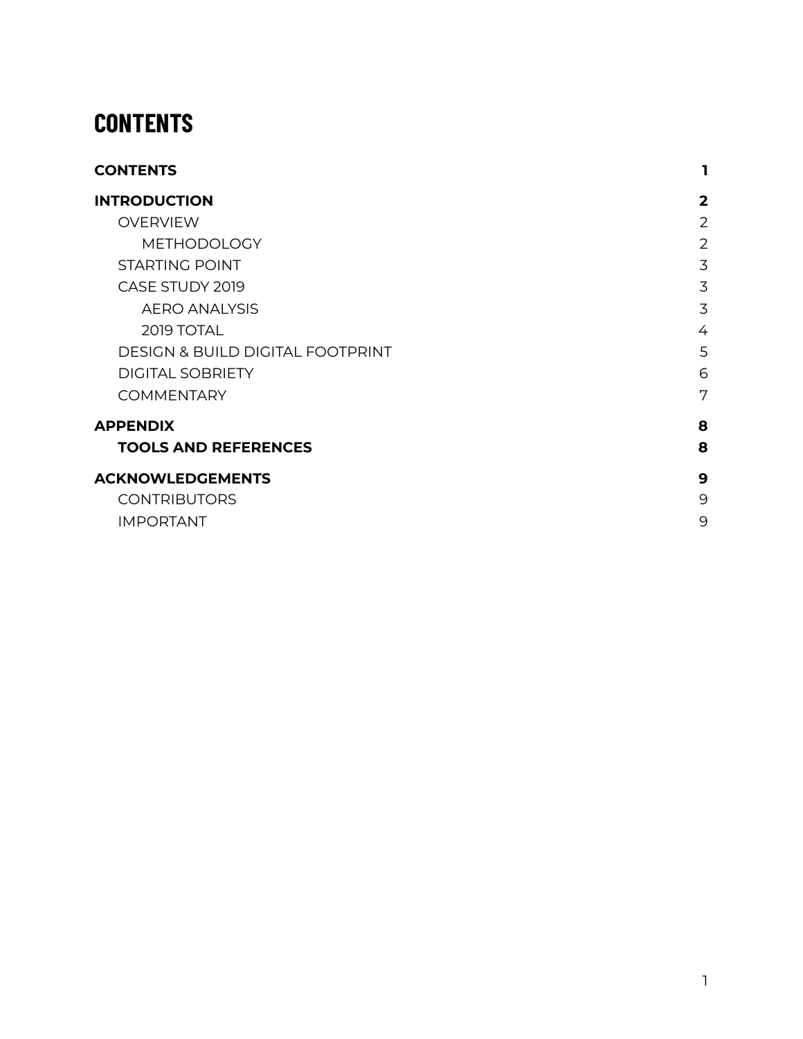# CONTENTS

| | |
|---|---|
| **CONTENTS** | **1** |
| **INTRODUCTION** | **2** |
| OVERVIEW | 2 |
| METHODOLOGY | 2 |
| STARTING POINT | 3 |
| CASE STUDY 2019 | 3 |
| AERO ANALYSIS | 3 |
| 2019 TOTAL | 4 |
| DESIGN & BUILD DIGITAL FOOTPRINT | 5 |
| DIGITAL SOBRIETY | 6 |
| COMMENTARY | 7 |
| **APPENDIX** | **8** |
| **TOOLS AND REFERENCES** | **8** |
| **ACKNOWLEDGEMENTS** | **9** |
| CONTRIBUTORS | 9 |
| IMPORTANT | 9 |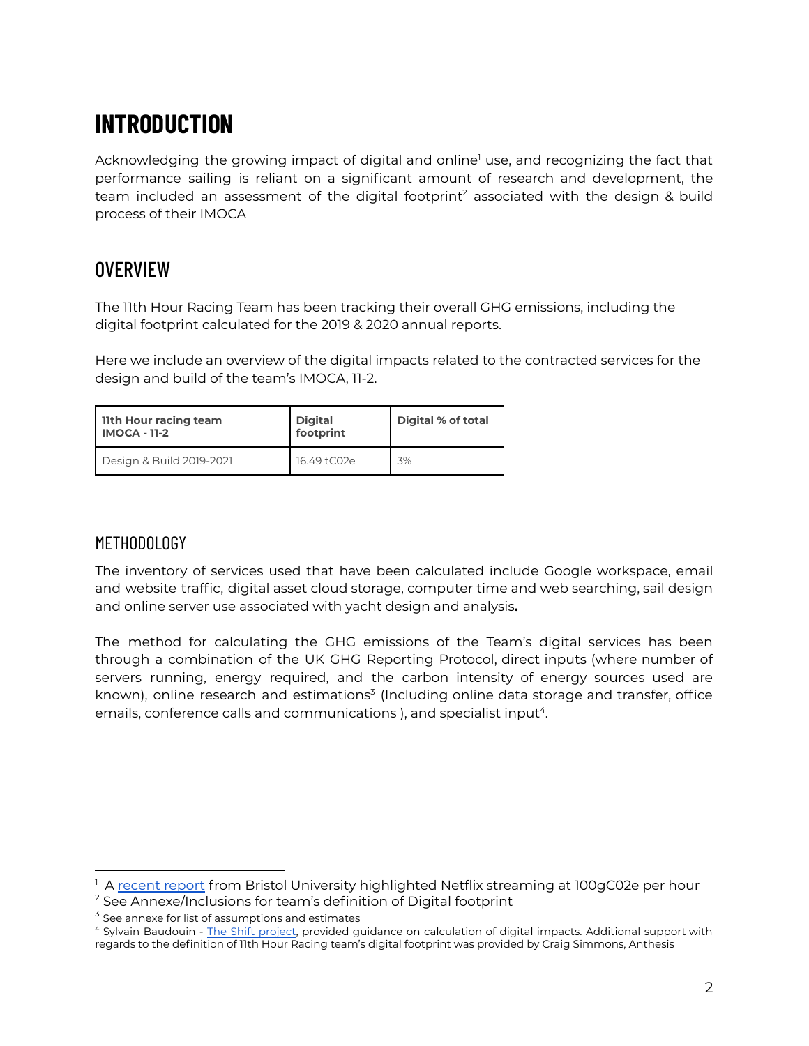# INTRODUCTION

Acknowledging the growing impact of digital and online[1] use, and recognizing the fact that performance sailing is reliant on a significant amount of research and development, the team included an assessment of the digital footprint[2] associated with the design & build process of their IMOCA

## OVERVIEW

The 11th Hour Racing Team has been tracking their overall GHG emissions, including the digital footprint calculated for the 2019 & 2020 annual reports.

Here we include an overview of the digital impacts related to the contracted services for the design and build of the team's IMOCA, 11-2.

| **11th Hour racing team IMOCA - 11-2** | **Digital footprint** | **Digital % of total** |
|---|---|---|
| Design & Build 2019-2021 | 16.49 tC02e | 3% |

### METHODOLOGY

The inventory of services used that have been calculated include Google workspace, email and website traffic, digital asset cloud storage, computer time and web searching, sail design and online server use associated with yacht design and analysis**.**

The method for calculating the GHG emissions of the Team's digital services has been through a combination of the UK GHG Reporting Protocol, direct inputs (where number of servers running, energy required, and the carbon intensity of energy sources used are known), online research and estimations[3] (Including online data storage and transfer, office emails, conference calls and communications ), and specialist input[4].

---

[1] A recent report from Bristol University highlighted Netflix streaming at 100gC02e per hour

[2] See Annexe/Inclusions for team's definition of Digital footprint

[3] See annexe for list of assumptions and estimates

[4] Sylvain Baudouin - The Shift project, provided guidance on calculation of digital impacts. Additional support with regards to the definition of 11th Hour Racing team's digital footprint was provided by Craig Simmons, Anthesis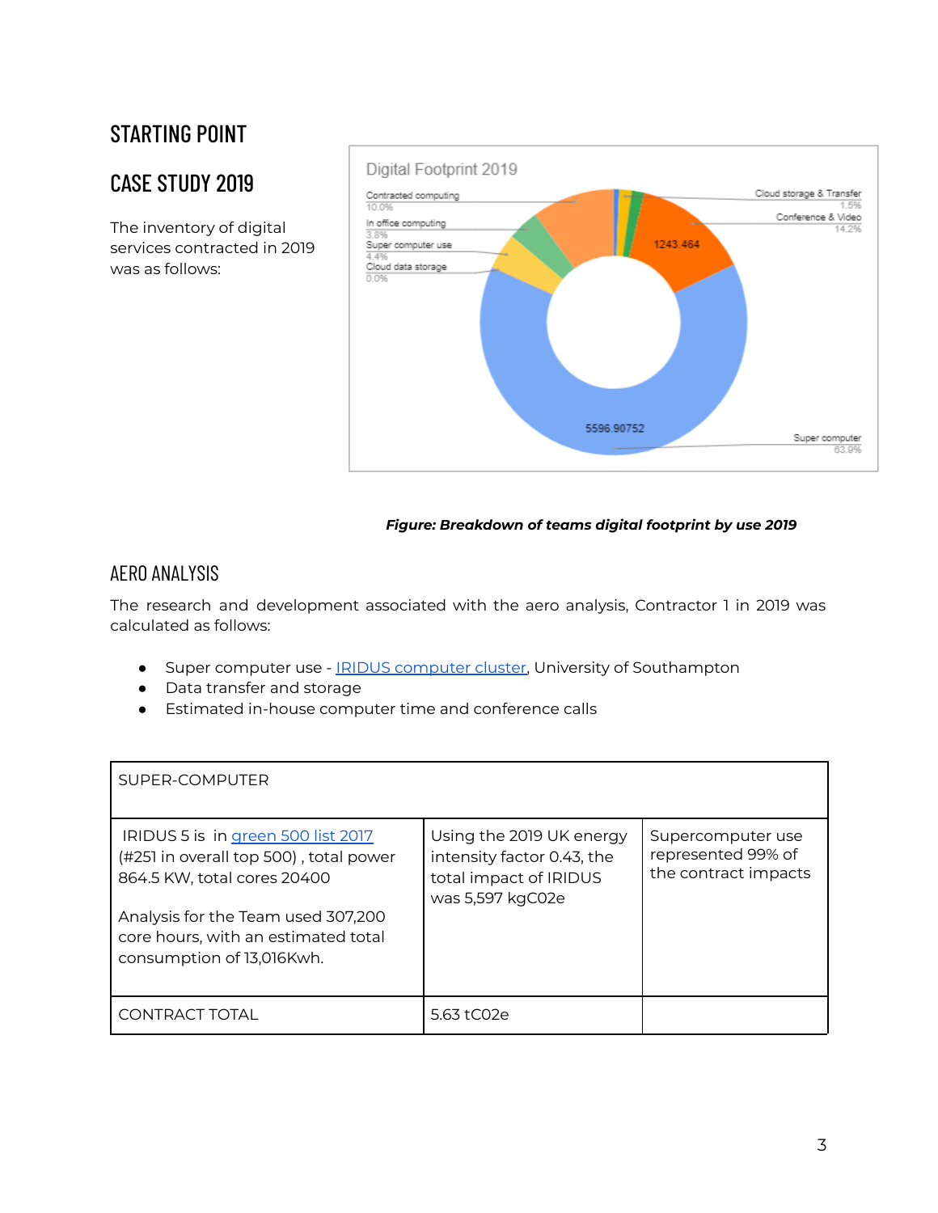## STARTING POINT

## CASE STUDY 2019

The inventory of digital services contracted in 2019 was as follows:

*Figure: Breakdown of teams digital footprint by use 2019*

## AERO ANALYSIS

The research and development associated with the aero analysis, Contractor 1 in 2019 was calculated as follows:

- Super computer use - IRIDUS computer cluster, University of Southampton
- Data transfer and storage
- Estimated in-house computer time and conference calls

| SUPER-COMPUTER | | |
|---|---|---|
| IRIDUS 5 is in green 500 list 2017 (#251 in overall top 500) , total power 864.5 KW, total cores 20400<br><br>Analysis for the Team used 307,200 core hours, with an estimated total consumption of 13,016Kwh. | Using the 2019 UK energy intensity factor 0.43, the total impact of IRIDUS was 5,597 kgC02e | Supercomputer use represented 99% of the contract impacts |
| CONTRACT TOTAL | 5.63 tC02e | |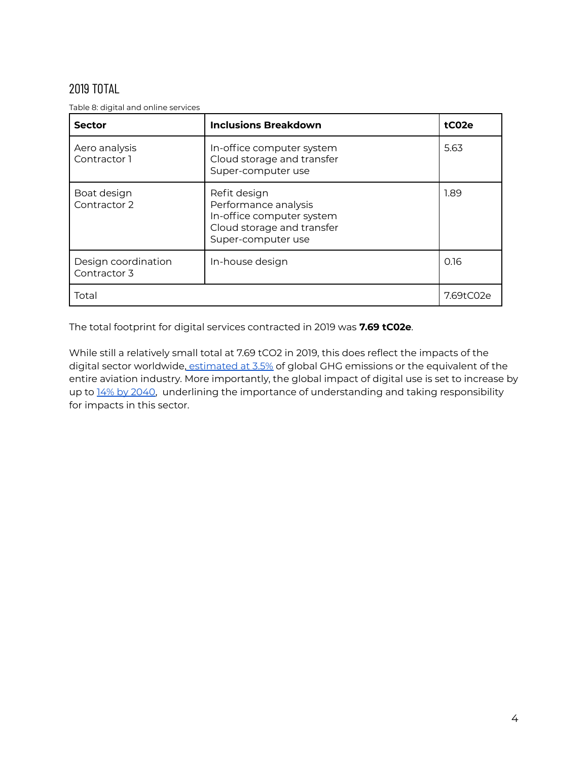## 2019 TOTAL

Table 8: digital and online services

| Sector | Inclusions Breakdown | tC02e |
|---|---|---|
| Aero analysis<br>Contractor 1 | In-office computer system<br>Cloud storage and transfer<br>Super-computer use | 5.63 |
| Boat design<br>Contractor 2 | Refit design<br>Performance analysis<br>In-office computer system<br>Cloud storage and transfer<br>Super-computer use | 1.89 |
| Design coordination<br>Contractor 3 | In-house design | 0.16 |
| Total | | 7.69tC02e |

The total footprint for digital services contracted in 2019 was **7.69 tC02e**.

While still a relatively small total at 7.69 tCO2 in 2019, this does reflect the impacts of the digital sector worldwide, estimated at 3.5% of global GHG emissions or the equivalent of the entire aviation industry. More importantly, the global impact of digital use is set to increase by up to 14% by 2040, underlining the importance of understanding and taking responsibility for impacts in this sector.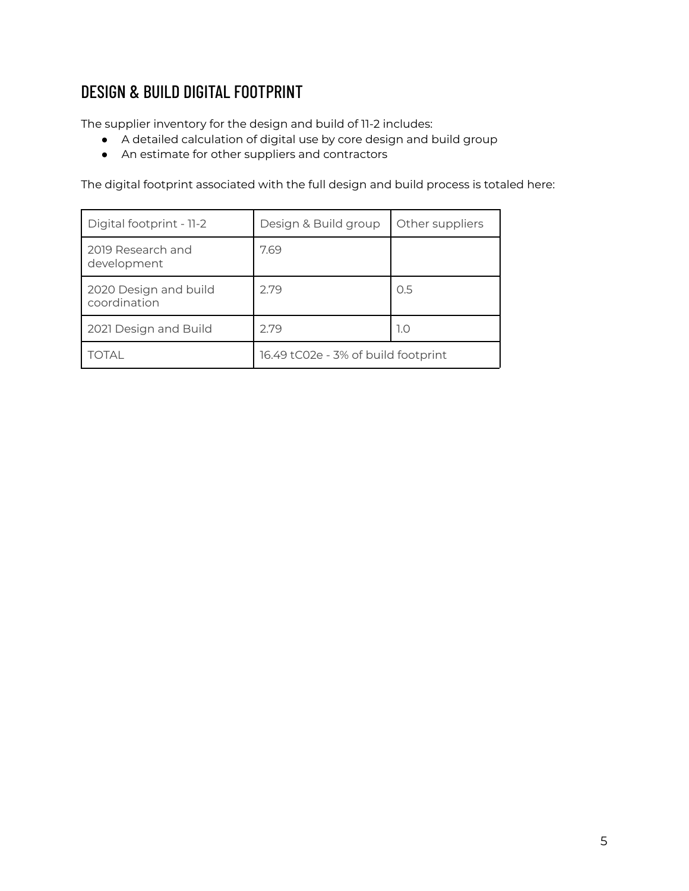## DESIGN & BUILD DIGITAL FOOTPRINT

The supplier inventory for the design and build of 11-2 includes:

- A detailed calculation of digital use by core design and build group
- An estimate for other suppliers and contractors

The digital footprint associated with the full design and build process is totaled here:

| Digital footprint - 11-2 | Design & Build group | Other suppliers |
| --- | --- | --- |
| 2019 Research and development | 7.69 | |
| 2020 Design and build coordination | 2.79 | 0.5 |
| 2021 Design and Build | 2.79 | 1.0 |
| TOTAL | 16.49 tC02e - 3% of build footprint | |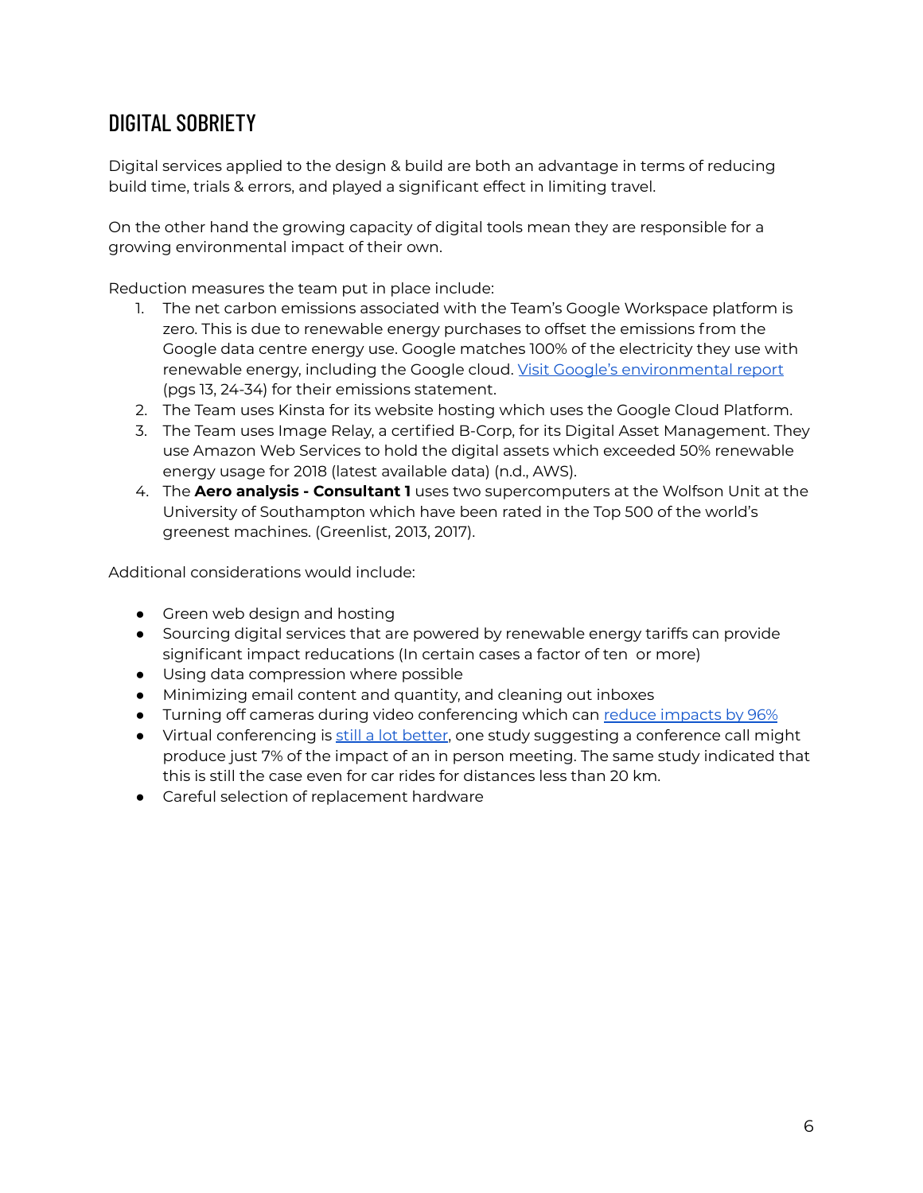## DIGITAL SOBRIETY

Digital services applied to the design & build are both an advantage in terms of reducing build time, trials & errors, and played a significant effect in limiting travel.

On the other hand the growing capacity of digital tools mean they are responsible for a growing environmental impact of their own.

Reduction measures the team put in place include:

1. The net carbon emissions associated with the Team's Google Workspace platform is zero. This is due to renewable energy purchases to offset the emissions from the Google data centre energy use. Google matches 100% of the electricity they use with renewable energy, including the Google cloud. Visit Google's environmental report (pgs 13, 24-34) for their emissions statement.
2. The Team uses Kinsta for its website hosting which uses the Google Cloud Platform.
3. The Team uses Image Relay, a certified B-Corp, for its Digital Asset Management. They use Amazon Web Services to hold the digital assets which exceeded 50% renewable energy usage for 2018 (latest available data) (n.d., AWS).
4. The **Aero analysis - Consultant 1** uses two supercomputers at the Wolfson Unit at the University of Southampton which have been rated in the Top 500 of the world's greenest machines. (Greenlist, 2013, 2017).

Additional considerations would include:

- Green web design and hosting
- Sourcing digital services that are powered by renewable energy tariffs can provide significant impact reducations (In certain cases a factor of ten  or more)
- Using data compression where possible
- Minimizing email content and quantity, and cleaning out inboxes
- Turning off cameras during video conferencing which can reduce impacts by 96%
- Virtual conferencing is still a lot better, one study suggesting a conference call might produce just 7% of the impact of an in person meeting. The same study indicated that this is still the case even for car rides for distances less than 20 km.
- Careful selection of replacement hardware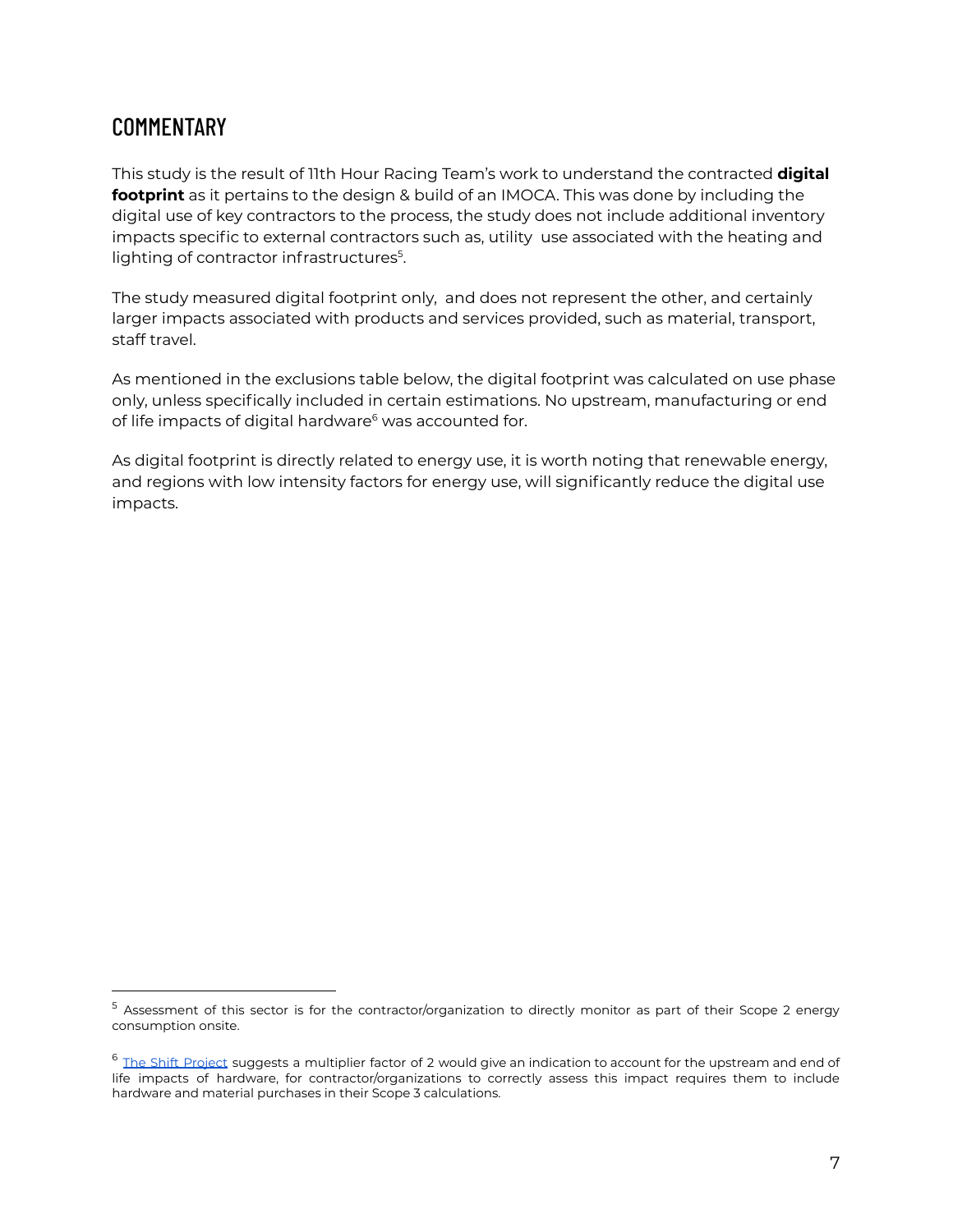## COMMENTARY

This study is the result of 11th Hour Racing Team's work to understand the contracted **digital footprint** as it pertains to the design & build of an IMOCA. This was done by including the digital use of key contractors to the process, the study does not include additional inventory impacts specific to external contractors such as, utility use associated with the heating and lighting of contractor infrastructures[5].

The study measured digital footprint only, and does not represent the other, and certainly larger impacts associated with products and services provided, such as material, transport, staff travel.

As mentioned in the exclusions table below, the digital footprint was calculated on use phase only, unless specifically included in certain estimations. No upstream, manufacturing or end of life impacts of digital hardware[6] was accounted for.

As digital footprint is directly related to energy use, it is worth noting that renewable energy, and regions with low intensity factors for energy use, will significantly reduce the digital use impacts.

---

[5] Assessment of this sector is for the contractor/organization to directly monitor as part of their Scope 2 energy consumption onsite.

[6] The Shift Project suggests a multiplier factor of 2 would give an indication to account for the upstream and end of life impacts of hardware, for contractor/organizations to correctly assess this impact requires them to include hardware and material purchases in their Scope 3 calculations.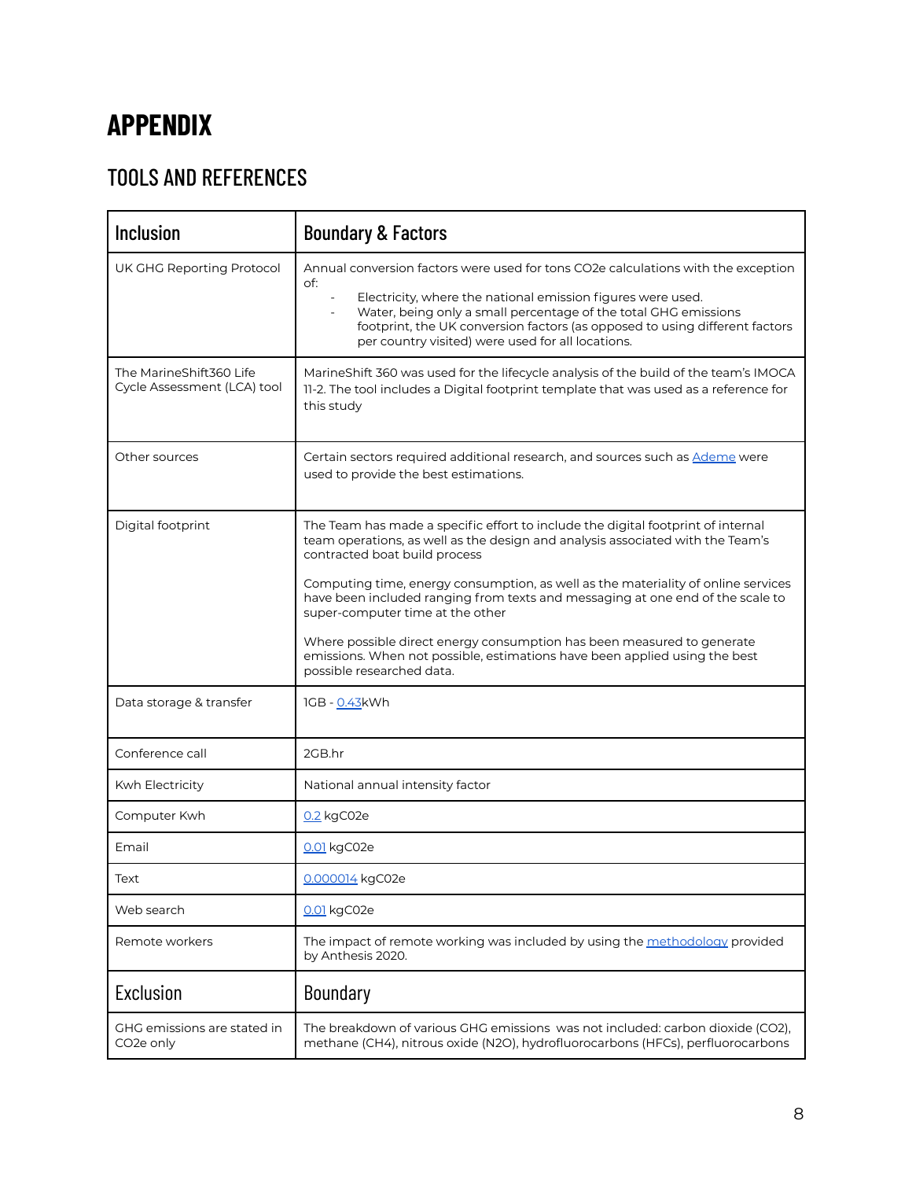# APPENDIX

## TOOLS AND REFERENCES

| Inclusion | Boundary & Factors |
|---|---|
| UK GHG Reporting Protocol | Annual conversion factors were used for tons CO2e calculations with the exception of:<br>- Electricity, where the national emission figures were used.<br>- Water, being only a small percentage of the total GHG emissions footprint, the UK conversion factors (as opposed to using different factors per country visited) were used for all locations. |
| The MarineShift360 Life Cycle Assessment (LCA) tool | MarineShift 360 was used for the lifecycle analysis of the build of the team's IMOCA 11-2. The tool includes a Digital footprint template that was used as a reference for this study |
| Other sources | Certain sectors required additional research, and sources such as Ademe were used to provide the best estimations. |
| Digital footprint | The Team has made a specific effort to include the digital footprint of internal team operations, as well as the design and analysis associated with the Team's contracted boat build process<br><br>Computing time, energy consumption, as well as the materiality of online services have been included ranging from texts and messaging at one end of the scale to super-computer time at the other<br><br>Where possible direct energy consumption has been measured to generate emissions. When not possible, estimations have been applied using the best possible researched data. |
| Data storage & transfer | 1GB - 0.43kWh |
| Conference call | 2GB.hr |
| Kwh Electricity | National annual intensity factor |
| Computer Kwh | 0.2 kgC02e |
| Email | 0.01 kgC02e |
| Text | 0.000014 kgC02e |
| Web search | 0.01 kgC02e |
| Remote workers | The impact of remote working was included by using the methodology provided by Anthesis 2020. |
| **Exclusion** | **Boundary** |
| GHG emissions are stated in CO2e only | The breakdown of various GHG emissions was not included: carbon dioxide (CO2), methane (CH4), nitrous oxide (N2O), hydrofluorocarbons (HFCs), perfluorocarbons |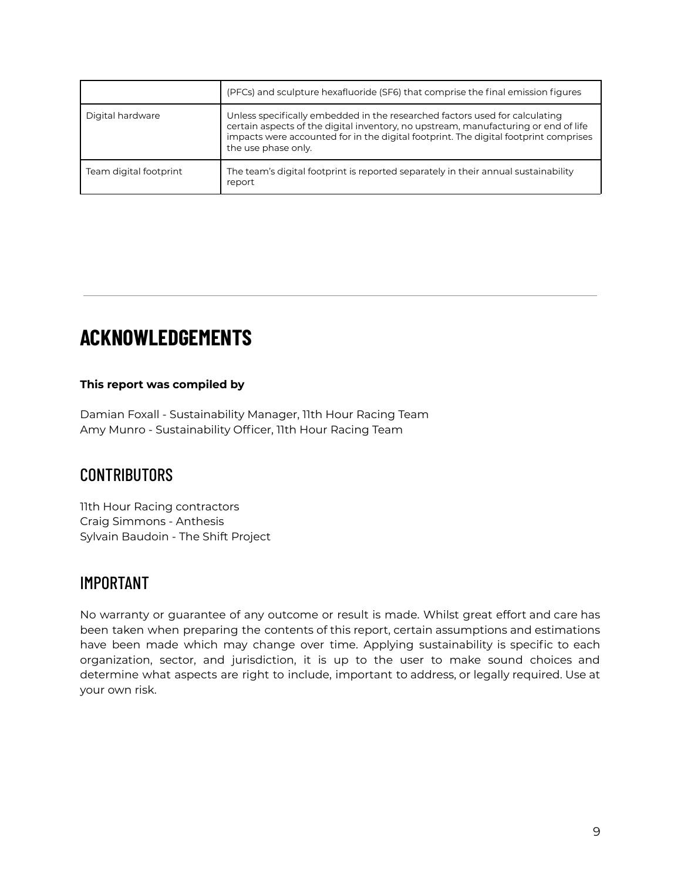| | |
|---|---|
| | (PFCs) and sculpture hexafluoride (SF6) that comprise the final emission figures |
| Digital hardware | Unless specifically embedded in the researched factors used for calculating certain aspects of the digital inventory, no upstream, manufacturing or end of life impacts were accounted for in the digital footprint. The digital footprint comprises the use phase only. |
| Team digital footprint | The team's digital footprint is reported separately in their annual sustainability report |

# ACKNOWLEDGEMENTS

**This report was compiled by**

Damian Foxall - Sustainability Manager, 11th Hour Racing Team
Amy Munro - Sustainability Officer, 11th Hour Racing Team

## CONTRIBUTORS

11th Hour Racing contractors
Craig Simmons - Anthesis
Sylvain Baudoin - The Shift Project

## IMPORTANT

No warranty or guarantee of any outcome or result is made. Whilst great effort and care has been taken when preparing the contents of this report, certain assumptions and estimations have been made which may change over time. Applying sustainability is specific to each organization, sector, and jurisdiction, it is up to the user to make sound choices and determine what aspects are right to include, important to address, or legally required. Use at your own risk.